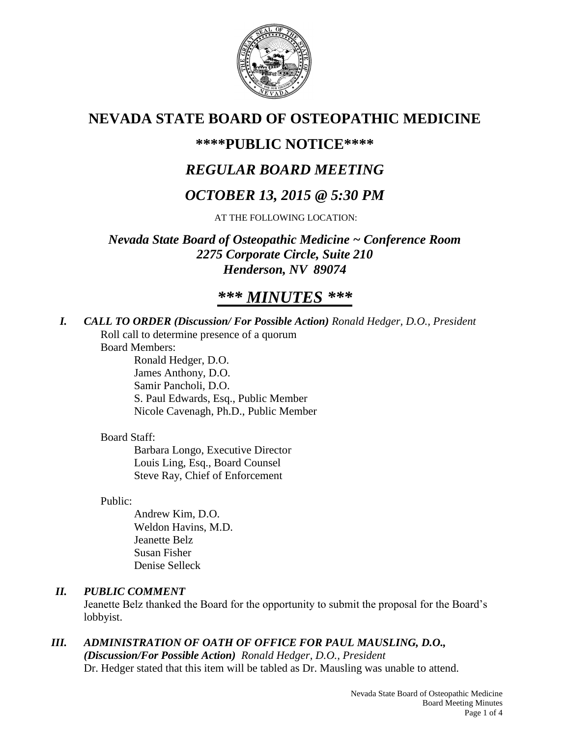# NEVADA STATE BOARD OF OSTEOPATHIC MEDICINE

## \*\*\*\*PUBLIC NOTICE\*\*\*\*

## *REGULAR BOARD MEETING*

## *OCTOBER 13, 2015 @ 5:30 PM*

AT THE FOLLOWING LOCATION:

***Nevada State Board of Osteopathic Medicine ~ Conference Room***
***2275 Corporate Circle, Suite 210***
***Henderson, NV 89074***

# ***\*\*\* MINUTES \*\*\****

***I. CALL TO ORDER (Discussion/ For Possible Action)*** *Ronald Hedger, D.O., President*

Roll call to determine presence of a quorum

Board Members:

- Ronald Hedger, D.O.
- James Anthony, D.O.
- Samir Pancholi, D.O.
- S. Paul Edwards, Esq., Public Member
- Nicole Cavenagh, Ph.D., Public Member

Board Staff:

- Barbara Longo, Executive Director
- Louis Ling, Esq., Board Counsel
- Steve Ray, Chief of Enforcement

Public:

- Andrew Kim, D.O.
- Weldon Havins, M.D.
- Jeanette Belz
- Susan Fisher
- Denise Selleck

***II. PUBLIC COMMENT***

Jeanette Belz thanked the Board for the opportunity to submit the proposal for the Board's lobbyist.

***III. ADMINISTRATION OF OATH OF OFFICE FOR PAUL MAUSLING, D.O., (Discussion/For Possible Action)*** *Ronald Hedger, D.O., President*

Dr. Hedger stated that this item will be tabled as Dr. Mausling was unable to attend.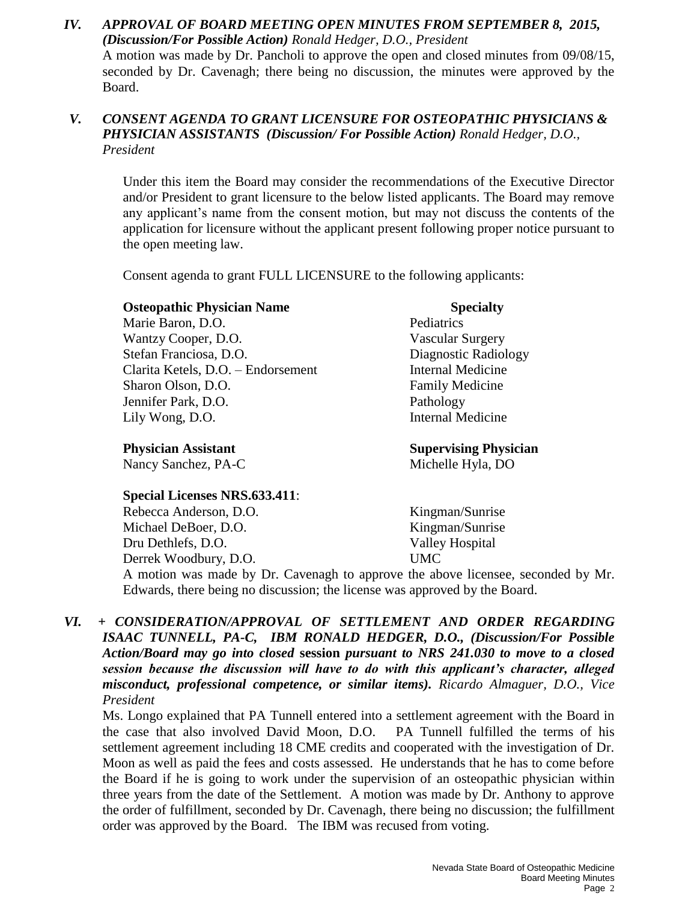***IV. APPROVAL OF BOARD MEETING OPEN MINUTES FROM SEPTEMBER 8, 2015, (Discussion/For Possible Action)*** *Ronald Hedger, D.O., President*

A motion was made by Dr. Pancholi to approve the open and closed minutes from 09/08/15, seconded by Dr. Cavenagh; there being no discussion, the minutes were approved by the Board.

***V. CONSENT AGENDA TO GRANT LICENSURE FOR OSTEOPATHIC PHYSICIANS & PHYSICIAN ASSISTANTS (Discussion/ For Possible Action)*** *Ronald Hedger, D.O., President*

Under this item the Board may consider the recommendations of the Executive Director and/or President to grant licensure to the below listed applicants. The Board may remove any applicant's name from the consent motion, but may not discuss the contents of the application for licensure without the applicant present following proper notice pursuant to the open meeting law.

Consent agenda to grant FULL LICENSURE to the following applicants:

| **Osteopathic Physician Name** | **Specialty** |
|---|---|
| Marie Baron, D.O. | Pediatrics |
| Wantzy Cooper, D.O. | Vascular Surgery |
| Stefan Franciosa, D.O. | Diagnostic Radiology |
| Clarita Ketels, D.O. – Endorsement | Internal Medicine |
| Sharon Olson, D.O. | Family Medicine |
| Jennifer Park, D.O. | Pathology |
| Lily Wong, D.O. | Internal Medicine |

| **Physician Assistant** | **Supervising Physician** |
|---|---|
| Nancy Sanchez, PA-C | Michelle Hyla, DO |

**Special Licenses NRS.633.411**:

| | |
|---|---|
| Rebecca Anderson, D.O. | Kingman/Sunrise |
| Michael DeBoer, D.O. | Kingman/Sunrise |
| Dru Dethlefs, D.O. | Valley Hospital |
| Derrek Woodbury, D.O. | UMC |

A motion was made by Dr. Cavenagh to approve the above licensee, seconded by Mr. Edwards, there being no discussion; the license was approved by the Board.

***VI. + CONSIDERATION/APPROVAL OF SETTLEMENT AND ORDER REGARDING ISAAC TUNNELL, PA-C, IBM RONALD HEDGER, D.O., (Discussion/For Possible Action/Board may go into closed*** **session** ***pursuant to NRS 241.030 to move to a closed session because the discussion will have to do with this applicant's character, alleged misconduct, professional competence, or similar items).*** *Ricardo Almaguer, D.O., Vice President*

Ms. Longo explained that PA Tunnell entered into a settlement agreement with the Board in the case that also involved David Moon, D.O. PA Tunnell fulfilled the terms of his settlement agreement including 18 CME credits and cooperated with the investigation of Dr. Moon as well as paid the fees and costs assessed. He understands that he has to come before the Board if he is going to work under the supervision of an osteopathic physician within three years from the date of the Settlement. A motion was made by Dr. Anthony to approve the order of fulfillment, seconded by Dr. Cavenagh, there being no discussion; the fulfillment order was approved by the Board. The IBM was recused from voting.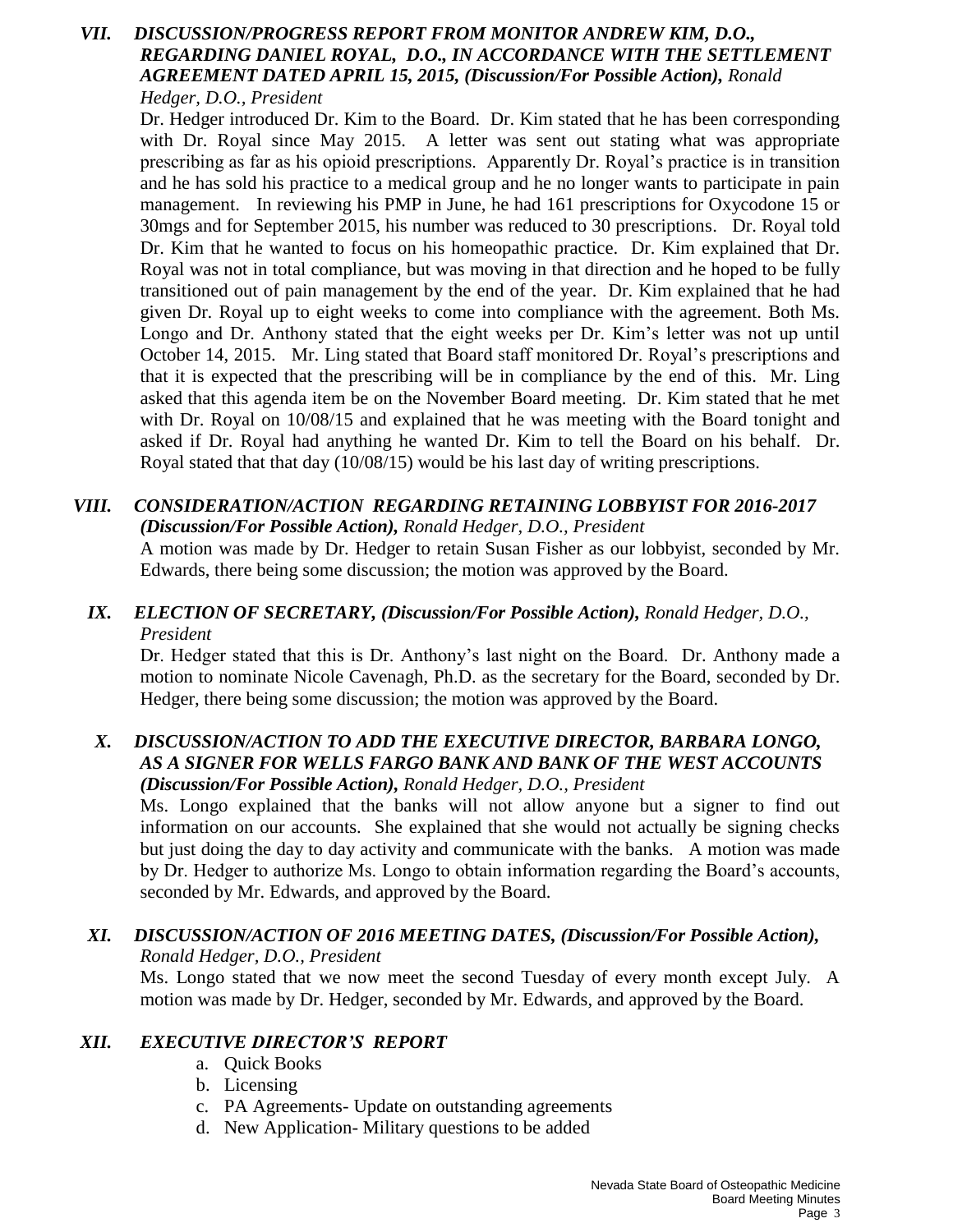### *VII. DISCUSSION/PROGRESS REPORT FROM MONITOR ANDREW KIM, D.O., REGARDING DANIEL ROYAL, D.O., IN ACCORDANCE WITH THE SETTLEMENT AGREEMENT DATED APRIL 15, 2015, (Discussion/For Possible Action), Ronald Hedger, D.O., President*

Dr. Hedger introduced Dr. Kim to the Board. Dr. Kim stated that he has been corresponding with Dr. Royal since May 2015. A letter was sent out stating what was appropriate prescribing as far as his opioid prescriptions. Apparently Dr. Royal's practice is in transition and he has sold his practice to a medical group and he no longer wants to participate in pain management. In reviewing his PMP in June, he had 161 prescriptions for Oxycodone 15 or 30mgs and for September 2015, his number was reduced to 30 prescriptions. Dr. Royal told Dr. Kim that he wanted to focus on his homeopathic practice. Dr. Kim explained that Dr. Royal was not in total compliance, but was moving in that direction and he hoped to be fully transitioned out of pain management by the end of the year. Dr. Kim explained that he had given Dr. Royal up to eight weeks to come into compliance with the agreement. Both Ms. Longo and Dr. Anthony stated that the eight weeks per Dr. Kim's letter was not up until October 14, 2015. Mr. Ling stated that Board staff monitored Dr. Royal's prescriptions and that it is expected that the prescribing will be in compliance by the end of this. Mr. Ling asked that this agenda item be on the November Board meeting. Dr. Kim stated that he met with Dr. Royal on 10/08/15 and explained that he was meeting with the Board tonight and asked if Dr. Royal had anything he wanted Dr. Kim to tell the Board on his behalf. Dr. Royal stated that that day (10/08/15) would be his last day of writing prescriptions.

### *VIII. CONSIDERATION/ACTION REGARDING RETAINING LOBBYIST FOR 2016-2017 (Discussion/For Possible Action), Ronald Hedger, D.O., President*

A motion was made by Dr. Hedger to retain Susan Fisher as our lobbyist, seconded by Mr. Edwards, there being some discussion; the motion was approved by the Board.

### *IX. ELECTION OF SECRETARY, (Discussion/For Possible Action), Ronald Hedger, D.O., President*

Dr. Hedger stated that this is Dr. Anthony's last night on the Board. Dr. Anthony made a motion to nominate Nicole Cavenagh, Ph.D. as the secretary for the Board, seconded by Dr. Hedger, there being some discussion; the motion was approved by the Board.

### *X. DISCUSSION/ACTION TO ADD THE EXECUTIVE DIRECTOR, BARBARA LONGO, AS A SIGNER FOR WELLS FARGO BANK AND BANK OF THE WEST ACCOUNTS (Discussion/For Possible Action), Ronald Hedger, D.O., President*

Ms. Longo explained that the banks will not allow anyone but a signer to find out information on our accounts. She explained that she would not actually be signing checks but just doing the day to day activity and communicate with the banks. A motion was made by Dr. Hedger to authorize Ms. Longo to obtain information regarding the Board's accounts, seconded by Mr. Edwards, and approved by the Board.

### *XI. DISCUSSION/ACTION OF 2016 MEETING DATES, (Discussion/For Possible Action), Ronald Hedger, D.O., President*

Ms. Longo stated that we now meet the second Tuesday of every month except July. A motion was made by Dr. Hedger, seconded by Mr. Edwards, and approved by the Board.

### *XII. EXECUTIVE DIRECTOR'S REPORT*

a. Quick Books
b. Licensing
c. PA Agreements- Update on outstanding agreements
d. New Application- Military questions to be added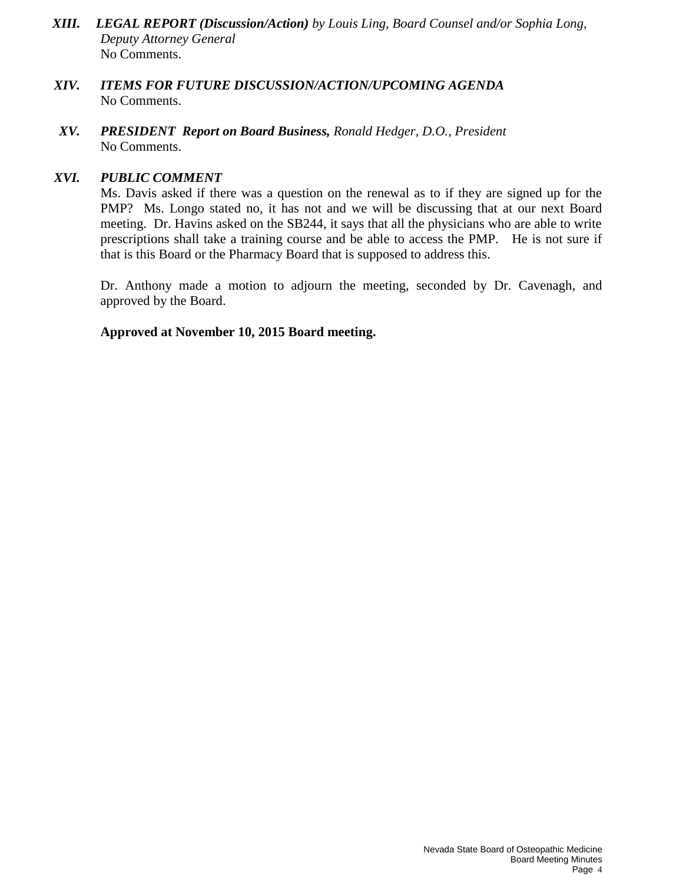***XIII. LEGAL REPORT (Discussion/Action)*** *by Louis Ling, Board Counsel and/or Sophia Long, Deputy Attorney General*

No Comments.

***XIV. ITEMS FOR FUTURE DISCUSSION/ACTION/UPCOMING AGENDA***

No Comments.

***XV. PRESIDENT Report on Board Business,*** *Ronald Hedger, D.O., President*

No Comments.

***XVI. PUBLIC COMMENT***

Ms. Davis asked if there was a question on the renewal as to if they are signed up for the PMP? Ms. Longo stated no, it has not and we will be discussing that at our next Board meeting. Dr. Havins asked on the SB244, it says that all the physicians who are able to write prescriptions shall take a training course and be able to access the PMP. He is not sure if that is this Board or the Pharmacy Board that is supposed to address this.

Dr. Anthony made a motion to adjourn the meeting, seconded by Dr. Cavenagh, and approved by the Board.

**Approved at November 10, 2015 Board meeting.**